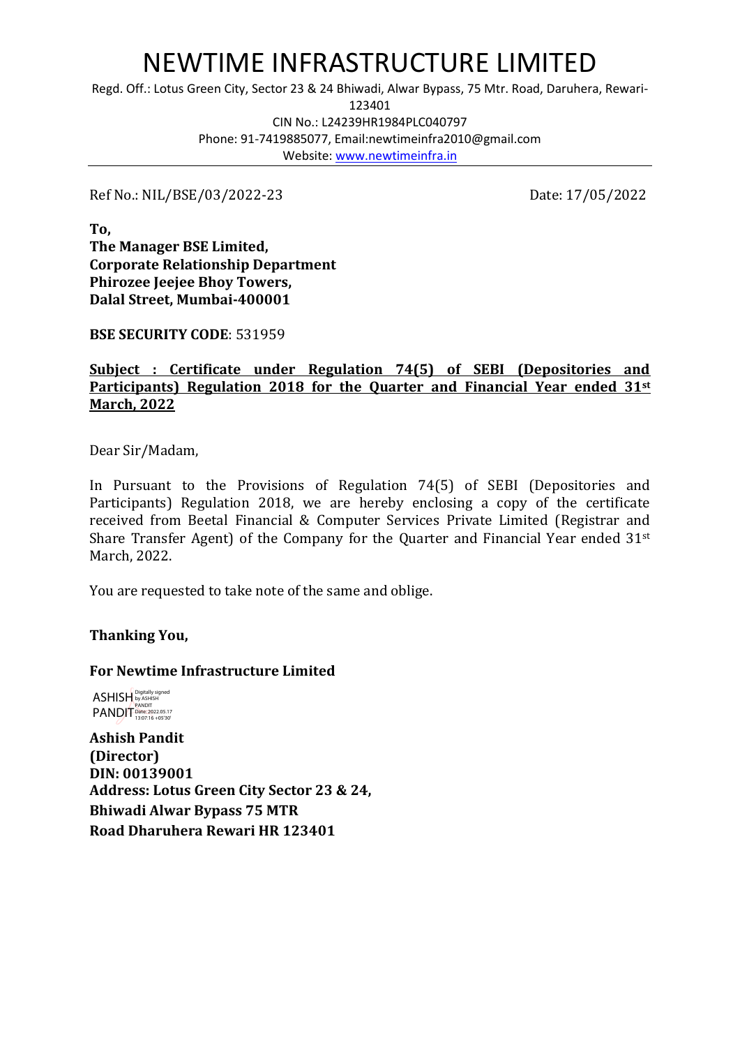# NEWTIME INFRASTRUCTURE LIMITED

Regd. Off.: Lotus Green City, Sector 23 & 24 Bhiwadi, Alwar Bypass, 75 Mtr. Road, Daruhera, Rewari-123401

CIN No.: L24239HR1984PLC040797

Phone: 91-7419885077, Email:newtimeinfra2010@gmail.com

Website: www.newtimeinfra.in

---

Ref No.: NIL/BSE/03/2022-23

Date: 17/05/2022

**To,**
**The Manager BSE Limited,**
**Corporate Relationship Department**
**Phirozee Jeejee Bhoy Towers,**
**Dalal Street, Mumbai-400001**

**BSE SECURITY CODE**: 531959

**Subject : Certificate under Regulation 74(5) of SEBI (Depositories and Participants) Regulation 2018 for the Quarter and Financial Year ended 31st March, 2022**

Dear Sir/Madam,

In Pursuant to the Provisions of Regulation 74(5) of SEBI (Depositories and Participants) Regulation 2018, we are hereby enclosing a copy of the certificate received from Beetal Financial & Computer Services Private Limited (Registrar and Share Transfer Agent) of the Company for the Quarter and Financial Year ended 31st March, 2022.

You are requested to take note of the same and oblige.

**Thanking You,**

**For Newtime Infrastructure Limited**

ASHISH PANDIT Digitally signed by ASHISH PANDIT Date: 2022.05.17 13:07:16 +05'30'

**Ashish Pandit**
**(Director)**
**DIN: 00139001**
**Address: Lotus Green City Sector 23 & 24,**
**Bhiwadi Alwar Bypass 75 MTR**
**Road Dharuhera Rewari HR 123401**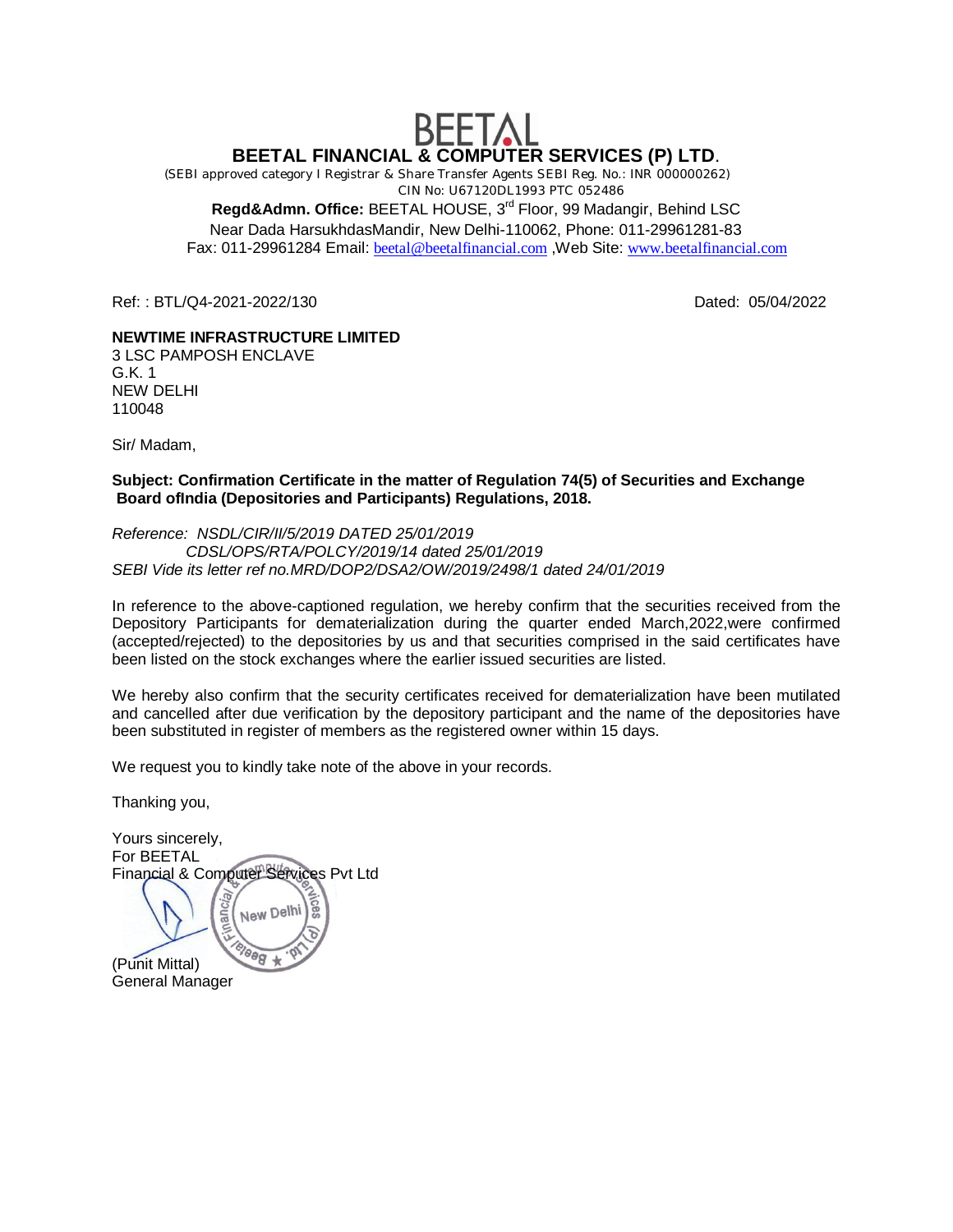# BEETAL

## BEETAL FINANCIAL & COMPUTER SERVICES (P) LTD.

(SEBI approved category I Registrar & Share Transfer Agents SEBI Reg. No.: INR 000000262)
CIN No: U67120DL1993 PTC 052486

**Regd&Admn. Office:** BEETAL HOUSE, 3rd Floor, 99 Madangir, Behind LSC
Near Dada HarsukhdasMandir, New Delhi-110062, Phone: 011-29961281-83
Fax: 011-29961284 Email: beetal@beetalfinancial.com ,Web Site: www.beetalfinancial.com

Ref: : BTL/Q4-2021-2022/130 Dated: 05/04/2022

**NEWTIME INFRASTRUCTURE LIMITED**
3 LSC PAMPOSH ENCLAVE
G.K. 1
NEW DELHI
110048

Sir/ Madam,

**Subject: Confirmation Certificate in the matter of Regulation 74(5) of Securities and Exchange Board ofIndia (Depositories and Participants) Regulations, 2018.**

*Reference: NSDL/CIR/II/5/2019 DATED 25/01/2019*
*CDSL/OPS/RTA/POLCY/2019/14 dated 25/01/2019*
*SEBI Vide its letter ref no.MRD/DOP2/DSA2/OW/2019/2498/1 dated 24/01/2019*

In reference to the above-captioned regulation, we hereby confirm that the securities received from the Depository Participants for dematerialization during the quarter ended March,2022,were confirmed (accepted/rejected) to the depositories by us and that securities comprised in the said certificates have been listed on the stock exchanges where the earlier issued securities are listed.

We hereby also confirm that the security certificates received for dematerialization have been mutilated and cancelled after due verification by the depository participant and the name of the depositories have been substituted in register of members as the registered owner within 15 days.

We request you to kindly take note of the above in your records.

Thanking you,

Yours sincerely,
For BEETAL
Financial & Computer Services Pvt Ltd

(Punit Mittal)
General Manager